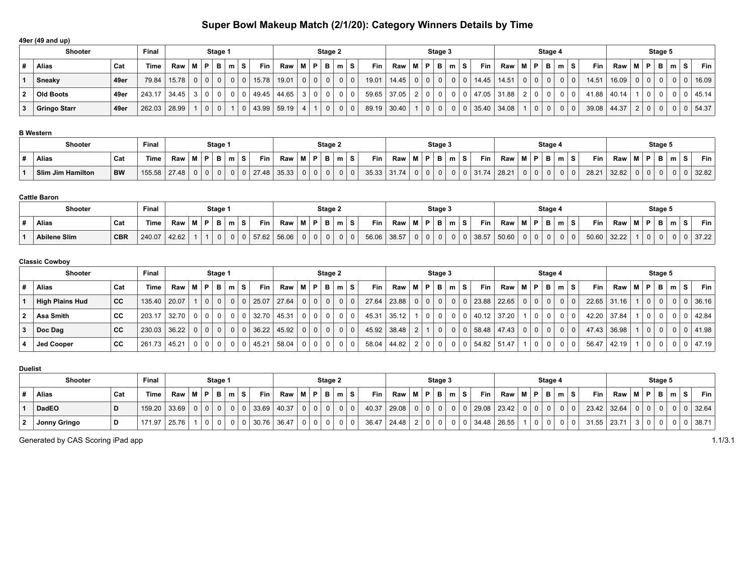# Super Bowl Makeup Match (2/1/20): Category Winners Details by Time

### 49er (49 and up)

| Shooter | | | Final | Stage 1 | | | | | | | Stage 2 | | | | | | | Stage 3 | | | | | | | Stage 4 | | | | | | | Stage 5 | | | | | | |
|---|---|---|---|---|---|---|---|---|---|---|---|---|---|---|---|---|---|---|---|---|---|---|---|---|---|---|---|---|---|---|---|---|---|---|---|---|---|---|
| # | Alias | Cat | Time | Raw | M | P | B | m | S | Fin | Raw | M | P | B | m | S | Fin | Raw | M | P | B | m | S | Fin | Raw | M | P | B | m | S | Fin | Raw | M | P | B | m | S | Fin |
| 1 | Sneaky | 49er | 79.84 | 15.78 | 0 | 0 | 0 | 0 | 0 | 15.78 | 19.01 | 0 | 0 | 0 | 0 | 0 | 19.01 | 14.45 | 0 | 0 | 0 | 0 | 0 | 14.45 | 14.51 | 0 | 0 | 0 | 0 | 0 | 14.51 | 16.09 | 0 | 0 | 0 | 0 | 0 | 16.09 |
| 2 | Old Boots | 49er | 243.17 | 34.45 | 3 | 0 | 0 | 0 | 0 | 49.45 | 44.65 | 3 | 0 | 0 | 0 | 0 | 59.65 | 37.05 | 2 | 0 | 0 | 0 | 0 | 47.05 | 31.88 | 2 | 0 | 0 | 0 | 0 | 41.88 | 40.14 | 1 | 0 | 0 | 0 | 0 | 45.14 |
| 3 | Gringo Starr | 49er | 262.03 | 28.99 | 1 | 0 | 0 | 1 | 0 | 43.99 | 59.19 | 4 | 1 | 0 | 0 | 0 | 89.19 | 30.40 | 1 | 0 | 0 | 0 | 0 | 35.40 | 34.08 | 1 | 0 | 0 | 0 | 0 | 39.08 | 44.37 | 2 | 0 | 0 | 0 | 0 | 54.37 |

### B Western

| Shooter | | | Final | Stage 1 | | | | | | | Stage 2 | | | | | | | Stage 3 | | | | | | | Stage 4 | | | | | | | Stage 5 | | | | | | |
|---|---|---|---|---|---|---|---|---|---|---|---|---|---|---|---|---|---|---|---|---|---|---|---|---|---|---|---|---|---|---|---|---|---|---|---|---|---|---|
| # | Alias | Cat | Time | Raw | M | P | B | m | S | Fin | Raw | M | P | B | m | S | Fin | Raw | M | P | B | m | S | Fin | Raw | M | P | B | m | S | Fin | Raw | M | P | B | m | S | Fin |
| 1 | Slim Jim Hamilton | BW | 155.58 | 27.48 | 0 | 0 | 0 | 0 | 0 | 27.48 | 35.33 | 0 | 0 | 0 | 0 | 0 | 35.33 | 31.74 | 0 | 0 | 0 | 0 | 0 | 31.74 | 28.21 | 0 | 0 | 0 | 0 | 0 | 28.21 | 32.82 | 0 | 0 | 0 | 0 | 0 | 32.82 |

### Cattle Baron

| Shooter | | | Final | Stage 1 | | | | | | | Stage 2 | | | | | | | Stage 3 | | | | | | | Stage 4 | | | | | | | Stage 5 | | | | | | |
|---|---|---|---|---|---|---|---|---|---|---|---|---|---|---|---|---|---|---|---|---|---|---|---|---|---|---|---|---|---|---|---|---|---|---|---|---|---|---|
| # | Alias | Cat | Time | Raw | M | P | B | m | S | Fin | Raw | M | P | B | m | S | Fin | Raw | M | P | B | m | S | Fin | Raw | M | P | B | m | S | Fin | Raw | M | P | B | m | S | Fin |
| 1 | Abilene Slim | CBR | 240.07 | 42.62 | 1 | 1 | 0 | 0 | 0 | 57.62 | 56.06 | 0 | 0 | 0 | 0 | 0 | 56.06 | 38.57 | 0 | 0 | 0 | 0 | 0 | 38.57 | 50.60 | 0 | 0 | 0 | 0 | 0 | 50.60 | 32.22 | 1 | 0 | 0 | 0 | 0 | 37.22 |

### Classic Cowboy

| Shooter | | | Final | Stage 1 | | | | | | | Stage 2 | | | | | | | Stage 3 | | | | | | | Stage 4 | | | | | | | Stage 5 | | | | | | |
|---|---|---|---|---|---|---|---|---|---|---|---|---|---|---|---|---|---|---|---|---|---|---|---|---|---|---|---|---|---|---|---|---|---|---|---|---|---|---|
| # | Alias | Cat | Time | Raw | M | P | B | m | S | Fin | Raw | M | P | B | m | S | Fin | Raw | M | P | B | m | S | Fin | Raw | M | P | B | m | S | Fin | Raw | M | P | B | m | S | Fin |
| 1 | High Plains Hud | CC | 135.40 | 20.07 | 1 | 0 | 0 | 0 | 0 | 25.07 | 27.64 | 0 | 0 | 0 | 0 | 0 | 27.64 | 23.88 | 0 | 0 | 0 | 0 | 0 | 23.88 | 22.65 | 0 | 0 | 0 | 0 | 0 | 22.65 | 31.16 | 1 | 0 | 0 | 0 | 0 | 36.16 |
| 2 | Asa Smith | CC | 203.17 | 32.70 | 0 | 0 | 0 | 0 | 0 | 32.70 | 45.31 | 0 | 0 | 0 | 0 | 0 | 45.31 | 35.12 | 1 | 0 | 0 | 0 | 0 | 40.12 | 37.20 | 1 | 0 | 0 | 0 | 0 | 42.20 | 37.84 | 1 | 0 | 0 | 0 | 0 | 42.84 |
| 3 | Doc Dag | CC | 230.03 | 36.22 | 0 | 0 | 0 | 0 | 0 | 36.22 | 45.92 | 0 | 0 | 0 | 0 | 0 | 45.92 | 38.48 | 2 | 1 | 0 | 0 | 0 | 58.48 | 47.43 | 0 | 0 | 0 | 0 | 0 | 47.43 | 36.98 | 1 | 0 | 0 | 0 | 0 | 41.98 |
| 4 | Jed Cooper | CC | 261.73 | 45.21 | 0 | 0 | 0 | 0 | 0 | 45.21 | 58.04 | 0 | 0 | 0 | 0 | 0 | 58.04 | 44.82 | 2 | 0 | 0 | 0 | 0 | 54.82 | 51.47 | 1 | 0 | 0 | 0 | 0 | 56.47 | 42.19 | 1 | 0 | 0 | 0 | 0 | 47.19 |

### Duelist

| Shooter | | | Final | Stage 1 | | | | | | | Stage 2 | | | | | | | Stage 3 | | | | | | | Stage 4 | | | | | | | Stage 5 | | | | | | |
|---|---|---|---|---|---|---|---|---|---|---|---|---|---|---|---|---|---|---|---|---|---|---|---|---|---|---|---|---|---|---|---|---|---|---|---|---|---|---|
| # | Alias | Cat | Time | Raw | M | P | B | m | S | Fin | Raw | M | P | B | m | S | Fin | Raw | M | P | B | m | S | Fin | Raw | M | P | B | m | S | Fin | Raw | M | P | B | m | S | Fin |
| 1 | DadEO | D | 159.20 | 33.69 | 0 | 0 | 0 | 0 | 0 | 33.69 | 40.37 | 0 | 0 | 0 | 0 | 0 | 40.37 | 29.08 | 0 | 0 | 0 | 0 | 0 | 29.08 | 23.42 | 0 | 0 | 0 | 0 | 0 | 23.42 | 32.64 | 0 | 0 | 0 | 0 | 0 | 32.64 |
| 2 | Jonny Gringo | D | 171.97 | 25.76 | 1 | 0 | 0 | 0 | 0 | 30.76 | 36.47 | 0 | 0 | 0 | 0 | 0 | 36.47 | 24.48 | 2 | 0 | 0 | 0 | 0 | 34.48 | 26.55 | 1 | 0 | 0 | 0 | 0 | 31.55 | 23.71 | 3 | 0 | 0 | 0 | 0 | 38.71 |

Generated by CAS Scoring iPad app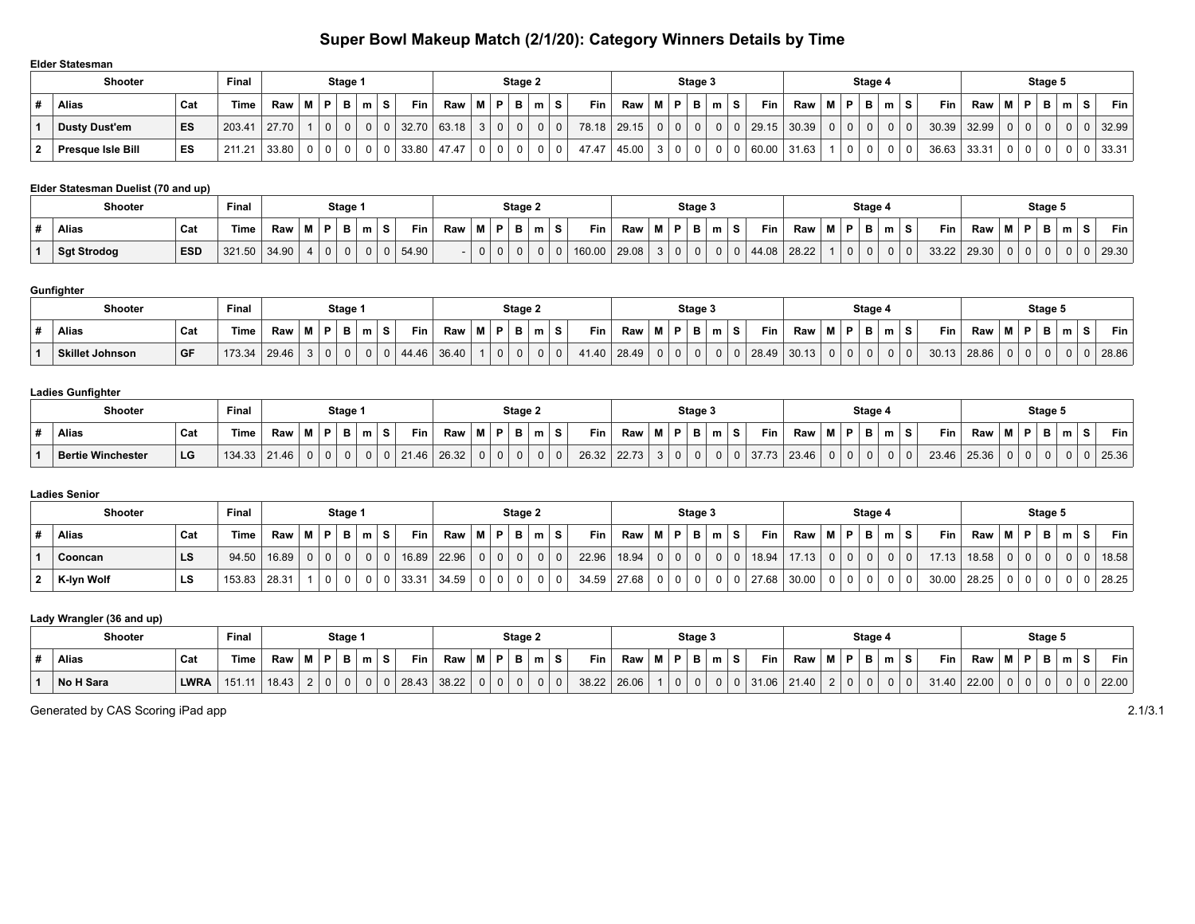# Super Bowl Makeup Match (2/1/20): Category Winners Details by Time

### Elder Statesman

| Shooter | | | Final | Stage 1 | | | | | | | Stage 2 | | | | | | | Stage 3 | | | | | | | Stage 4 | | | | | | | Stage 5 | | | | | | |
|---|---|---|---|---|---|---|---|---|---|---|---|---|---|---|---|---|---|---|---|---|---|---|---|---|---|---|---|---|---|---|---|---|---|---|---|---|---|---|
| # | Alias | Cat | Time | Raw | M | P | B | m | S | Fin | Raw | M | P | B | m | S | Fin | Raw | M | P | B | m | S | Fin | Raw | M | P | B | m | S | Fin | Raw | M | P | B | m | S | Fin |
| 1 | Dusty Dust'em | ES | 203.41 | 27.70 | 1 | 0 | 0 | 0 | 0 | 32.70 | 63.18 | 3 | 0 | 0 | 0 | 0 | 78.18 | 29.15 | 0 | 0 | 0 | 0 | 0 | 29.15 | 30.39 | 0 | 0 | 0 | 0 | 0 | 30.39 | 32.99 | 0 | 0 | 0 | 0 | 0 | 32.99 |
| 2 | Presque Isle Bill | ES | 211.21 | 33.80 | 0 | 0 | 0 | 0 | 0 | 33.80 | 47.47 | 0 | 0 | 0 | 0 | 0 | 47.47 | 45.00 | 3 | 0 | 0 | 0 | 0 | 60.00 | 31.63 | 1 | 0 | 0 | 0 | 0 | 36.63 | 33.31 | 0 | 0 | 0 | 0 | 0 | 33.31 |

### Elder Statesman Duelist (70 and up)

| Shooter | | | Final | Stage 1 | | | | | | | Stage 2 | | | | | | | Stage 3 | | | | | | | Stage 4 | | | | | | | Stage 5 | | | | | | |
|---|---|---|---|---|---|---|---|---|---|---|---|---|---|---|---|---|---|---|---|---|---|---|---|---|---|---|---|---|---|---|---|---|---|---|---|---|---|---|
| # | Alias | Cat | Time | Raw | M | P | B | m | S | Fin | Raw | M | P | B | m | S | Fin | Raw | M | P | B | m | S | Fin | Raw | M | P | B | m | S | Fin | Raw | M | P | B | m | S | Fin |
| 1 | Sgt Strodog | ESD | 321.50 | 34.90 | 4 | 0 | 0 | 0 | 0 | 54.90 | - | 0 | 0 | 0 | 0 | 0 | 160.00 | 29.08 | 3 | 0 | 0 | 0 | 0 | 44.08 | 28.22 | 1 | 0 | 0 | 0 | 0 | 33.22 | 29.30 | 0 | 0 | 0 | 0 | 0 | 29.30 |

### Gunfighter

| Shooter | | | Final | Stage 1 | | | | | | | Stage 2 | | | | | | | Stage 3 | | | | | | | Stage 4 | | | | | | | Stage 5 | | | | | | |
|---|---|---|---|---|---|---|---|---|---|---|---|---|---|---|---|---|---|---|---|---|---|---|---|---|---|---|---|---|---|---|---|---|---|---|---|---|---|---|
| # | Alias | Cat | Time | Raw | M | P | B | m | S | Fin | Raw | M | P | B | m | S | Fin | Raw | M | P | B | m | S | Fin | Raw | M | P | B | m | S | Fin | Raw | M | P | B | m | S | Fin |
| 1 | Skillet Johnson | GF | 173.34 | 29.46 | 3 | 0 | 0 | 0 | 0 | 44.46 | 36.40 | 1 | 0 | 0 | 0 | 0 | 41.40 | 28.49 | 0 | 0 | 0 | 0 | 0 | 28.49 | 30.13 | 0 | 0 | 0 | 0 | 0 | 30.13 | 28.86 | 0 | 0 | 0 | 0 | 0 | 28.86 |

### Ladies Gunfighter

| Shooter | | | Final | Stage 1 | | | | | | | Stage 2 | | | | | | | Stage 3 | | | | | | | Stage 4 | | | | | | | Stage 5 | | | | | | |
|---|---|---|---|---|---|---|---|---|---|---|---|---|---|---|---|---|---|---|---|---|---|---|---|---|---|---|---|---|---|---|---|---|---|---|---|---|---|---|
| # | Alias | Cat | Time | Raw | M | P | B | m | S | Fin | Raw | M | P | B | m | S | Fin | Raw | M | P | B | m | S | Fin | Raw | M | P | B | m | S | Fin | Raw | M | P | B | m | S | Fin |
| 1 | Bertie Winchester | LG | 134.33 | 21.46 | 0 | 0 | 0 | 0 | 0 | 21.46 | 26.32 | 0 | 0 | 0 | 0 | 0 | 26.32 | 22.73 | 3 | 0 | 0 | 0 | 0 | 37.73 | 23.46 | 0 | 0 | 0 | 0 | 0 | 23.46 | 25.36 | 0 | 0 | 0 | 0 | 0 | 25.36 |

### Ladies Senior

| Shooter | | | Final | Stage 1 | | | | | | | Stage 2 | | | | | | | Stage 3 | | | | | | | Stage 4 | | | | | | | Stage 5 | | | | | | |
|---|---|---|---|---|---|---|---|---|---|---|---|---|---|---|---|---|---|---|---|---|---|---|---|---|---|---|---|---|---|---|---|---|---|---|---|---|---|---|
| # | Alias | Cat | Time | Raw | M | P | B | m | S | Fin | Raw | M | P | B | m | S | Fin | Raw | M | P | B | m | S | Fin | Raw | M | P | B | m | S | Fin | Raw | M | P | B | m | S | Fin |
| 1 | Cooncan | LS | 94.50 | 16.89 | 0 | 0 | 0 | 0 | 0 | 16.89 | 22.96 | 0 | 0 | 0 | 0 | 0 | 22.96 | 18.94 | 0 | 0 | 0 | 0 | 0 | 18.94 | 17.13 | 0 | 0 | 0 | 0 | 0 | 17.13 | 18.58 | 0 | 0 | 0 | 0 | 0 | 18.58 |
| 2 | K-lyn Wolf | LS | 153.83 | 28.31 | 1 | 0 | 0 | 0 | 0 | 33.31 | 34.59 | 0 | 0 | 0 | 0 | 0 | 34.59 | 27.68 | 0 | 0 | 0 | 0 | 0 | 27.68 | 30.00 | 0 | 0 | 0 | 0 | 0 | 30.00 | 28.25 | 0 | 0 | 0 | 0 | 0 | 28.25 |

### Lady Wrangler (36 and up)

| Shooter | | | Final | Stage 1 | | | | | | | Stage 2 | | | | | | | Stage 3 | | | | | | | Stage 4 | | | | | | | Stage 5 | | | | | | |
|---|---|---|---|---|---|---|---|---|---|---|---|---|---|---|---|---|---|---|---|---|---|---|---|---|---|---|---|---|---|---|---|---|---|---|---|---|---|---|
| # | Alias | Cat | Time | Raw | M | P | B | m | S | Fin | Raw | M | P | B | m | S | Fin | Raw | M | P | B | m | S | Fin | Raw | M | P | B | m | S | Fin | Raw | M | P | B | m | S | Fin |
| 1 | No H Sara | LWRA | 151.11 | 18.43 | 2 | 0 | 0 | 0 | 0 | 28.43 | 38.22 | 0 | 0 | 0 | 0 | 0 | 38.22 | 26.06 | 1 | 0 | 0 | 0 | 0 | 31.06 | 21.40 | 2 | 0 | 0 | 0 | 0 | 31.40 | 22.00 | 0 | 0 | 0 | 0 | 0 | 22.00 |

Generated by CAS Scoring iPad app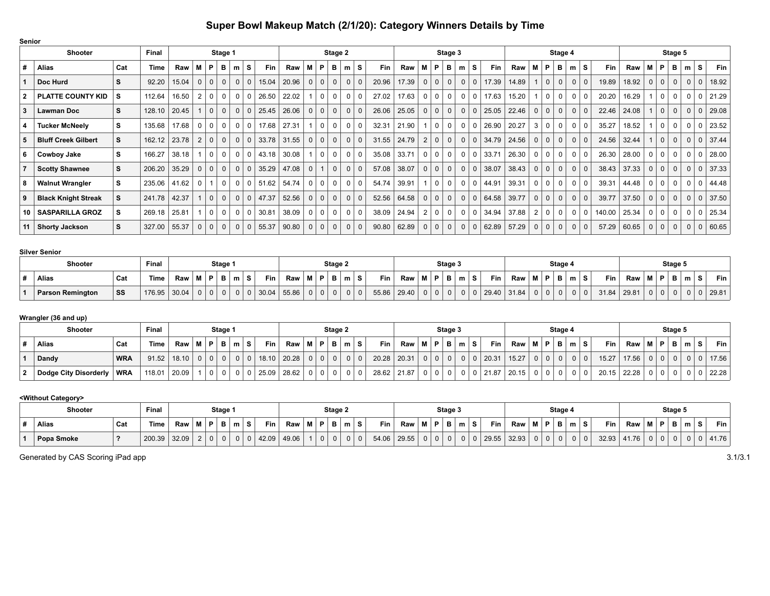# Super Bowl Makeup Match (2/1/20): Category Winners Details by Time

### Senior

| Shooter | | | Final | Stage 1 | | | | | | | Stage 2 | | | | | | | Stage 3 | | | | | | | Stage 4 | | | | | | | Stage 5 | | | | | | |
|---|---|---|---|---|---|---|---|---|---|---|---|---|---|---|---|---|---|---|---|---|---|---|---|---|---|---|---|---|---|---|---|---|---|---|---|---|---|---|
| # | Alias | Cat | Time | Raw | M | P | B | m | S | Fin | Raw | M | P | B | m | S | Fin | Raw | M | P | B | m | S | Fin | Raw | M | P | B | m | S | Fin | Raw | M | P | B | m | S | Fin |
| 1 | Doc Hurd | S | 92.20 | 15.04 | 0 | 0 | 0 | 0 | 0 | 15.04 | 20.96 | 0 | 0 | 0 | 0 | 0 | 20.96 | 17.39 | 0 | 0 | 0 | 0 | 0 | 17.39 | 14.89 | 1 | 0 | 0 | 0 | 0 | 19.89 | 18.92 | 0 | 0 | 0 | 0 | 0 | 18.92 |
| 2 | PLATTE COUNTY KID | S | 112.64 | 16.50 | 2 | 0 | 0 | 0 | 0 | 26.50 | 22.02 | 1 | 0 | 0 | 0 | 0 | 27.02 | 17.63 | 0 | 0 | 0 | 0 | 0 | 17.63 | 15.20 | 1 | 0 | 0 | 0 | 0 | 20.20 | 16.29 | 1 | 0 | 0 | 0 | 0 | 21.29 |
| 3 | Lawman Doc | S | 128.10 | 20.45 | 1 | 0 | 0 | 0 | 0 | 25.45 | 26.06 | 0 | 0 | 0 | 0 | 0 | 26.06 | 25.05 | 0 | 0 | 0 | 0 | 0 | 25.05 | 22.46 | 0 | 0 | 0 | 0 | 0 | 22.46 | 24.08 | 1 | 0 | 0 | 0 | 0 | 29.08 |
| 4 | Tucker McNeely | S | 135.68 | 17.68 | 0 | 0 | 0 | 0 | 0 | 17.68 | 27.31 | 1 | 0 | 0 | 0 | 0 | 32.31 | 21.90 | 1 | 0 | 0 | 0 | 0 | 26.90 | 20.27 | 3 | 0 | 0 | 0 | 0 | 35.27 | 18.52 | 1 | 0 | 0 | 0 | 0 | 23.52 |
| 5 | Bluff Creek Gilbert | S | 162.12 | 23.78 | 2 | 0 | 0 | 0 | 0 | 33.78 | 31.55 | 0 | 0 | 0 | 0 | 0 | 31.55 | 24.79 | 2 | 0 | 0 | 0 | 0 | 34.79 | 24.56 | 0 | 0 | 0 | 0 | 0 | 24.56 | 32.44 | 1 | 0 | 0 | 0 | 0 | 37.44 |
| 6 | Cowboy Jake | S | 166.27 | 38.18 | 1 | 0 | 0 | 0 | 0 | 43.18 | 30.08 | 1 | 0 | 0 | 0 | 0 | 35.08 | 33.71 | 0 | 0 | 0 | 0 | 0 | 33.71 | 26.30 | 0 | 0 | 0 | 0 | 0 | 26.30 | 28.00 | 0 | 0 | 0 | 0 | 0 | 28.00 |
| 7 | Scotty Shawnee | S | 206.20 | 35.29 | 0 | 0 | 0 | 0 | 0 | 35.29 | 47.08 | 0 | 1 | 0 | 0 | 0 | 57.08 | 38.07 | 0 | 0 | 0 | 0 | 0 | 38.07 | 38.43 | 0 | 0 | 0 | 0 | 0 | 38.43 | 37.33 | 0 | 0 | 0 | 0 | 0 | 37.33 |
| 8 | Walnut Wrangler | S | 235.06 | 41.62 | 0 | 1 | 0 | 0 | 0 | 51.62 | 54.74 | 0 | 0 | 0 | 0 | 0 | 54.74 | 39.91 | 1 | 0 | 0 | 0 | 0 | 44.91 | 39.31 | 0 | 0 | 0 | 0 | 0 | 39.31 | 44.48 | 0 | 0 | 0 | 0 | 0 | 44.48 |
| 9 | Black Knight Streak | S | 241.78 | 42.37 | 1 | 0 | 0 | 0 | 0 | 47.37 | 52.56 | 0 | 0 | 0 | 0 | 0 | 52.56 | 64.58 | 0 | 0 | 0 | 0 | 0 | 64.58 | 39.77 | 0 | 0 | 0 | 0 | 0 | 39.77 | 37.50 | 0 | 0 | 0 | 0 | 0 | 37.50 |
| 10 | SASPARILLA GROZ | S | 269.18 | 25.81 | 1 | 0 | 0 | 0 | 0 | 30.81 | 38.09 | 0 | 0 | 0 | 0 | 0 | 38.09 | 24.94 | 2 | 0 | 0 | 0 | 0 | 34.94 | 37.88 | 2 | 0 | 0 | 0 | 0 | 140.00 | 25.34 | 0 | 0 | 0 | 0 | 0 | 25.34 |
| 11 | Shorty Jackson | S | 327.00 | 55.37 | 0 | 0 | 0 | 0 | 0 | 55.37 | 90.80 | 0 | 0 | 0 | 0 | 0 | 90.80 | 62.89 | 0 | 0 | 0 | 0 | 0 | 62.89 | 57.29 | 0 | 0 | 0 | 0 | 0 | 57.29 | 60.65 | 0 | 0 | 0 | 0 | 0 | 60.65 |

### Silver Senior

| Shooter | | | Final | Stage 1 | | | | | | | Stage 2 | | | | | | | Stage 3 | | | | | | | Stage 4 | | | | | | | Stage 5 | | | | | | |
|---|---|---|---|---|---|---|---|---|---|---|---|---|---|---|---|---|---|---|---|---|---|---|---|---|---|---|---|---|---|---|---|---|---|---|---|---|---|---|
| # | Alias | Cat | Time | Raw | M | P | B | m | S | Fin | Raw | M | P | B | m | S | Fin | Raw | M | P | B | m | S | Fin | Raw | M | P | B | m | S | Fin | Raw | M | P | B | m | S | Fin |
| 1 | Parson Remington | SS | 176.95 | 30.04 | 0 | 0 | 0 | 0 | 0 | 30.04 | 55.86 | 0 | 0 | 0 | 0 | 0 | 55.86 | 29.40 | 0 | 0 | 0 | 0 | 0 | 29.40 | 31.84 | 0 | 0 | 0 | 0 | 0 | 31.84 | 29.81 | 0 | 0 | 0 | 0 | 0 | 29.81 |

### Wrangler (36 and up)

| Shooter | | | Final | Stage 1 | | | | | | | Stage 2 | | | | | | | Stage 3 | | | | | | | Stage 4 | | | | | | | Stage 5 | | | | | | |
|---|---|---|---|---|---|---|---|---|---|---|---|---|---|---|---|---|---|---|---|---|---|---|---|---|---|---|---|---|---|---|---|---|---|---|---|---|---|---|
| # | Alias | Cat | Time | Raw | M | P | B | m | S | Fin | Raw | M | P | B | m | S | Fin | Raw | M | P | B | m | S | Fin | Raw | M | P | B | m | S | Fin | Raw | M | P | B | m | S | Fin |
| 1 | Dandy | WRA | 91.52 | 18.10 | 0 | 0 | 0 | 0 | 0 | 18.10 | 20.28 | 0 | 0 | 0 | 0 | 0 | 20.28 | 20.31 | 0 | 0 | 0 | 0 | 0 | 20.31 | 15.27 | 0 | 0 | 0 | 0 | 0 | 15.27 | 17.56 | 0 | 0 | 0 | 0 | 0 | 17.56 |
| 2 | Dodge City Disorderly | WRA | 118.01 | 20.09 | 1 | 0 | 0 | 0 | 0 | 25.09 | 28.62 | 0 | 0 | 0 | 0 | 0 | 28.62 | 21.87 | 0 | 0 | 0 | 0 | 0 | 21.87 | 20.15 | 0 | 0 | 0 | 0 | 0 | 20.15 | 22.28 | 0 | 0 | 0 | 0 | 0 | 22.28 |

### <Without Category>

| Shooter | | | Final | Stage 1 | | | | | | | Stage 2 | | | | | | | Stage 3 | | | | | | | Stage 4 | | | | | | | Stage 5 | | | | | | |
|---|---|---|---|---|---|---|---|---|---|---|---|---|---|---|---|---|---|---|---|---|---|---|---|---|---|---|---|---|---|---|---|---|---|---|---|---|---|---|
| # | Alias | Cat | Time | Raw | M | P | B | m | S | Fin | Raw | M | P | B | m | S | Fin | Raw | M | P | B | m | S | Fin | Raw | M | P | B | m | S | Fin | Raw | M | P | B | m | S | Fin |
| 1 | Popa Smoke | ? | 200.39 | 32.09 | 2 | 0 | 0 | 0 | 0 | 42.09 | 49.06 | 1 | 0 | 0 | 0 | 0 | 54.06 | 29.55 | 0 | 0 | 0 | 0 | 0 | 29.55 | 32.93 | 0 | 0 | 0 | 0 | 0 | 32.93 | 41.76 | 0 | 0 | 0 | 0 | 0 | 41.76 |

Generated by CAS Scoring iPad app